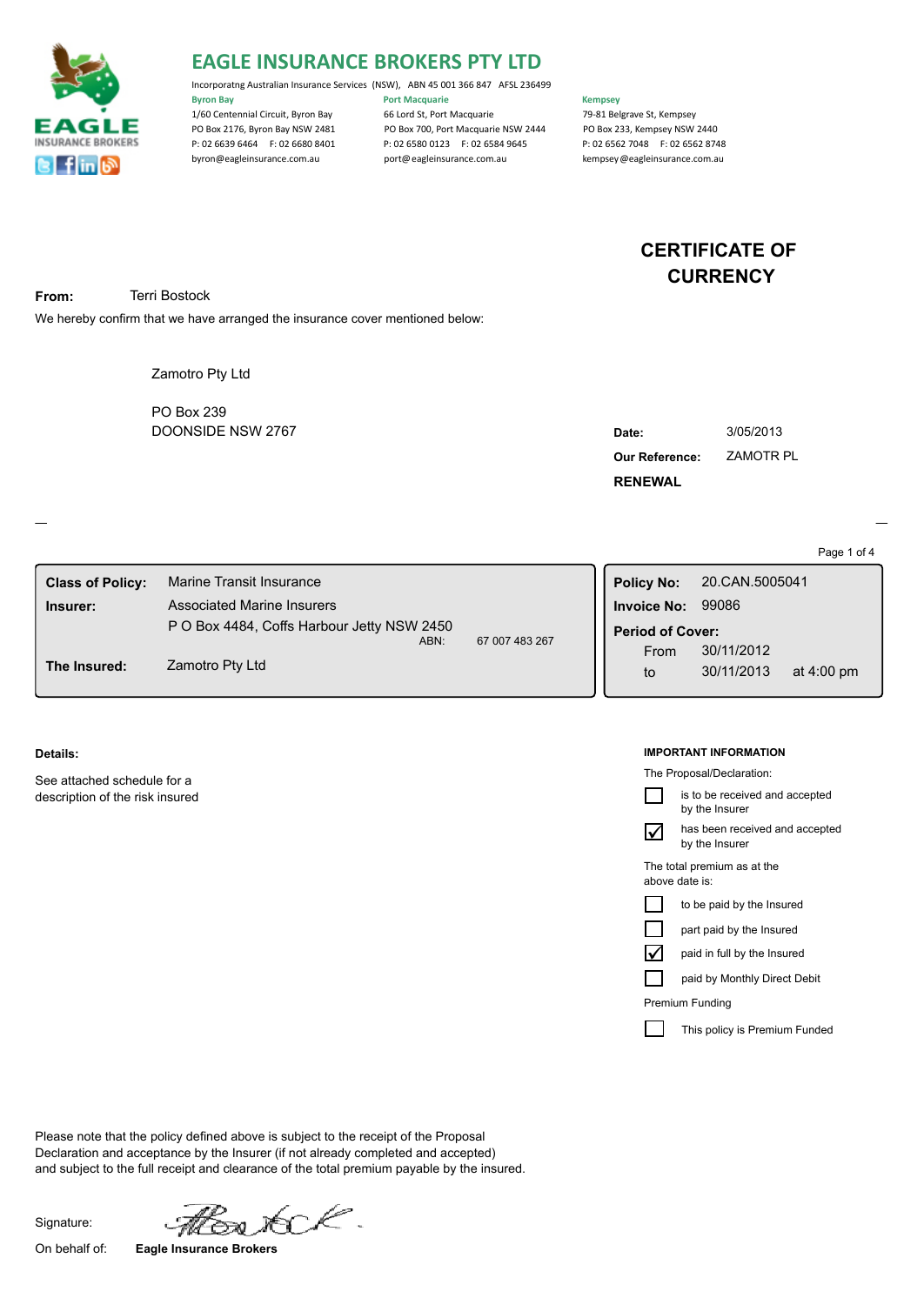# EAGLE INSURANCE BROKERS PTY LTD

Incorporatng Australian Insurance Services (NSW), ABN 45 001 366 847 AFSL 236499

**Byron Bay**
1/60 Centennial Circuit, Byron Bay
PO Box 2176, Byron Bay NSW 2481
P: 02 6639 6464 F: 02 6680 8401
byron@eagleinsurance.com.au

**Port Macquarie**
66 Lord St, Port Macquarie
PO Box 700, Port Macquarie NSW 2444
P: 02 6580 0123 F: 02 6584 9645
port@eagleinsurance.com.au

**Kempsey**
79-81 Belgrave St, Kempsey
PO Box 233, Kempsey NSW 2440
P: 02 6562 7048 F: 02 6562 8748
kempsey@eagleinsurance.com.au

## CERTIFICATE OF CURRENCY

**From:** Terri Bostock

We hereby confirm that we have arranged the insurance cover mentioned below:

Zamotro Pty Ltd

PO Box 239
DOONSIDE NSW 2767

**Date:** 3/05/2013
**Our Reference:** ZAMOTR PL
**RENEWAL**

| | |
|---|---|
| **Class of Policy:** | Marine Transit Insurance |
| **Insurer:** | Associated Marine Insurers<br>P O Box 4484, Coffs Harbour Jetty NSW 2450<br>ABN: 67 007 483 267 |
| **The Insured:** | Zamotro Pty Ltd |

| | |
|---|---|
| **Policy No:** | 20.CAN.5005041 |
| **Invoice No:** | 99086 |
| **Period of Cover:** | |
| From | 30/11/2012 |
| to | 30/11/2013 at 4:00 pm |

**Details:**

See attached schedule for a description of the risk insured

**IMPORTANT INFORMATION**

The Proposal/Declaration:

- [ ] is to be received and accepted by the Insurer
- [x] has been received and accepted by the Insurer

The total premium as at the above date is:

- [ ] to be paid by the Insured
- [ ] part paid by the Insured
- [x] paid in full by the Insured
- [ ] paid by Monthly Direct Debit

Premium Funding

- [ ] This policy is Premium Funded

Please note that the policy defined above is subject to the receipt of the Proposal Declaration and acceptance by the Insurer (if not already completed and accepted) and subject to the full receipt and clearance of the total premium payable by the insured.

Signature:

On behalf of: **Eagle Insurance Brokers**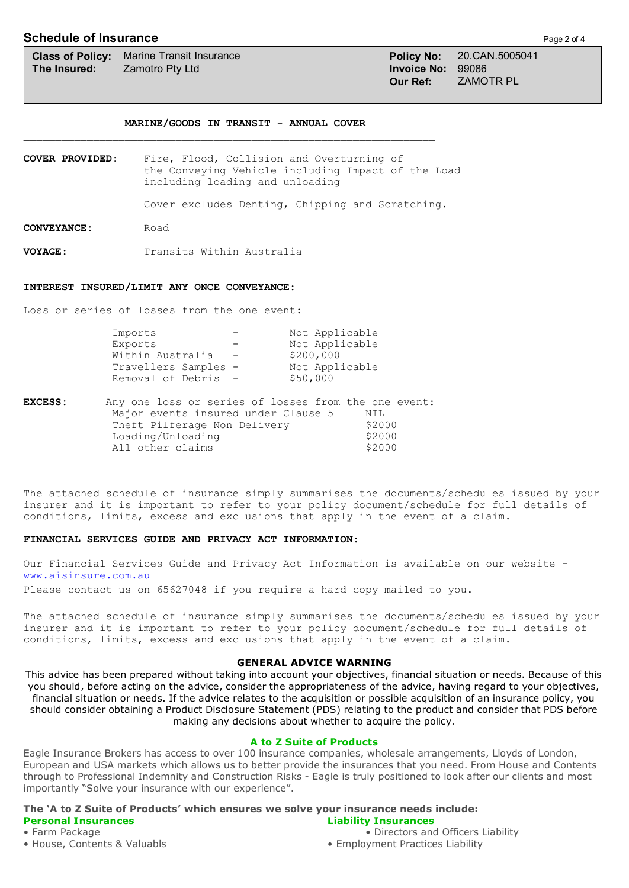## Schedule of Insurance

| | | | |
|---|---|---|---|
| **Class of Policy:** | Marine Transit Insurance | **Policy No:** | 20.CAN.5005041 |
| **The Insured:** | Zamotro Pty Ltd | **Invoice No:** | 99086 |
| | | **Our Ref:** | ZAMOTR PL |

### MARINE/GOODS IN TRANSIT - ANNUAL COVER

**COVER PROVIDED:** Fire, Flood, Collision and Overturning of the Conveying Vehicle including Impact of the Load including loading and unloading

Cover excludes Denting, Chipping and Scratching.

**CONVEYANCE:** Road

**VOYAGE:** Transits Within Australia

**INTEREST INSURED/LIMIT ANY ONCE CONVEYANCE:**

Loss or series of losses from the one event:

| | | |
|---|---|---|
| Imports | - | Not Applicable |
| Exports | - | Not Applicable |
| Within Australia | - | $200,000 |
| Travellers Samples | - | Not Applicable |
| Removal of Debris | - | $50,000 |

**EXCESS:** Any one loss or series of losses from the one event:

| | |
|---|---|
| Major events insured under Clause 5 | NIL |
| Theft Pilferage Non Delivery | $2000 |
| Loading/Unloading | $2000 |
| All other claims | $2000 |

The attached schedule of insurance simply summarises the documents/schedules issued by your insurer and it is important to refer to your policy document/schedule for full details of conditions, limits, excess and exclusions that apply in the event of a claim.

**FINANCIAL SERVICES GUIDE AND PRIVACY ACT INFORMATION:**

Our Financial Services Guide and Privacy Act Information is available on our website - www.aisinsure.com.au

Please contact us on 65627048 if you require a hard copy mailed to you.

The attached schedule of insurance simply summarises the documents/schedules issued by your insurer and it is important to refer to your policy document/schedule for full details of conditions, limits, excess and exclusions that apply in the event of a claim.

**GENERAL ADVICE WARNING**

This advice has been prepared without taking into account your objectives, financial situation or needs. Because of this you should, before acting on the advice, consider the appropriateness of the advice, having regard to your objectives, financial situation or needs. If the advice relates to the acquisition or possible acquisition of an insurance policy, you should consider obtaining a Product Disclosure Statement (PDS) relating to the product and consider that PDS before making any decisions about whether to acquire the policy.

**A to Z Suite of Products**

Eagle Insurance Brokers has access to over 100 insurance companies, wholesale arrangements, Lloyds of London, European and USA markets which allows us to better provide the insurances that you need. From House and Contents through to Professional Indemnity and Construction Risks - Eagle is truly positioned to look after our clients and most importantly "Solve your insurance with our experience".

**The 'A to Z Suite of Products' which ensures we solve your insurance needs include:**

**Personal Insurances**
- Farm Package
- House, Contents & Valuabls

**Liability Insurances**
- Directors and Officers Liability
- Employment Practices Liability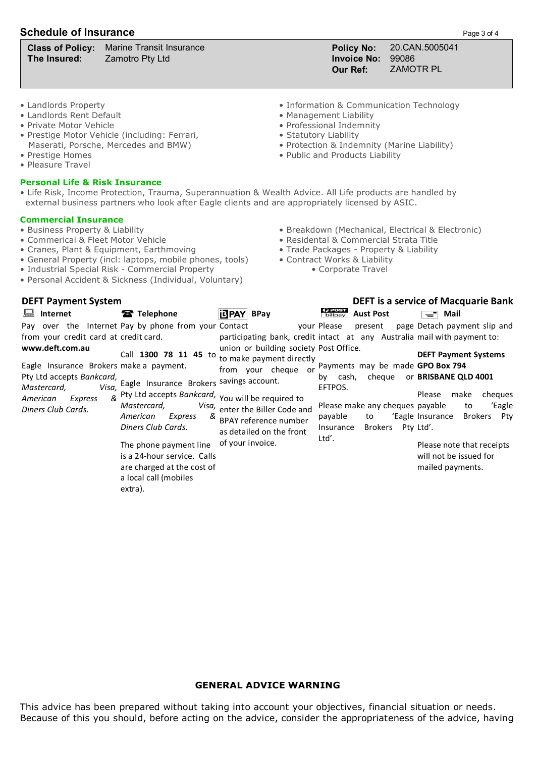## Schedule of Insurance

| | | | |
|---|---|---|---|
| **Class of Policy:** | Marine Transit Insurance | **Policy No:** | 20.CAN.5005041 |
| **The Insured:** | Zamotro Pty Ltd | **Invoice No:** | 99086 |
| | | **Our Ref:** | ZAMOTR PL |

- Landlords Property
- Landlords Rent Default
- Private Motor Vehicle
- Prestige Motor Vehicle (including: Ferrari, Maserati, Porsche, Mercedes and BMW)
- Prestige Homes
- Pleasure Travel
- Information & Communication Technology
- Management Liability
- Professional Indemnity
- Statutory Liability
- Protection & Indemnity (Marine Liability)
- Public and Products Liability

**Personal Life & Risk Insurance**

- Life Risk, Income Protection, Trauma, Superannuation & Wealth Advice. All Life products are handled by external business partners who look after Eagle clients and are appropriately licensed by ASIC.

**Commercial Insurance**

- Business Property & Liability
- Commerical & Fleet Motor Vehicle
- Cranes, Plant & Equipment, Earthmoving
- General Property (incl: laptops, mobile phones, tools)
- Industrial Special Risk - Commercial Property
- Personal Accident & Sickness (Individual, Voluntary)
- Breakdown (Mechanical, Electrical & Electronic)
- Residental & Commercial Strata Title
- Trade Packages - Property & Liability
- Contract Works & Liability
- Corporate Travel

**DEFT Payment System** — **DEFT is a service of Macquarie Bank**

**Internet**

Pay over the Internet from your credit card at **www.deft.com.au**

Eagle Insurance Brokers Pty Ltd accepts *Bankcard, Mastercard, Visa, American Express & Diners Club Cards.*

**Telephone**

Pay by phone from your credit card.

Call **1300 78 11 45** to make a payment.

Eagle Insurance Brokers Pty Ltd accepts *Bankcard, Mastercard, Visa, American Express & Diners Club Cards.*

The phone payment line is a 24-hour service. Calls are charged at the cost of a local call (mobiles extra).

**BPay**

Contact your participating bank, credit union or building society to make payment directly from your cheque or savings account.

You will be required to enter the Biller Code and BPAY reference number as detailed on the front of your invoice.

**Aust Post**

Please present page intact at any Australia Post Office.

Payments may be made by cash, cheque or EFTPOS.

Please make any cheques payable to 'Eagle Insurance Brokers Pty Ltd'.

**Mail**

Detach payment slip and mail with payment to:

**DEFT Payment Systems**
**GPO Box 794**
**BRISBANE QLD 4001**

Please make cheques payable to 'Eagle Insurance Brokers Pty Ltd'.

Please note that receipts will not be issued for mailed payments.

**GENERAL ADVICE WARNING**

This advice has been prepared without taking into account your objectives, financial situation or needs. Because of this you should, before acting on the advice, consider the appropriateness of the advice, having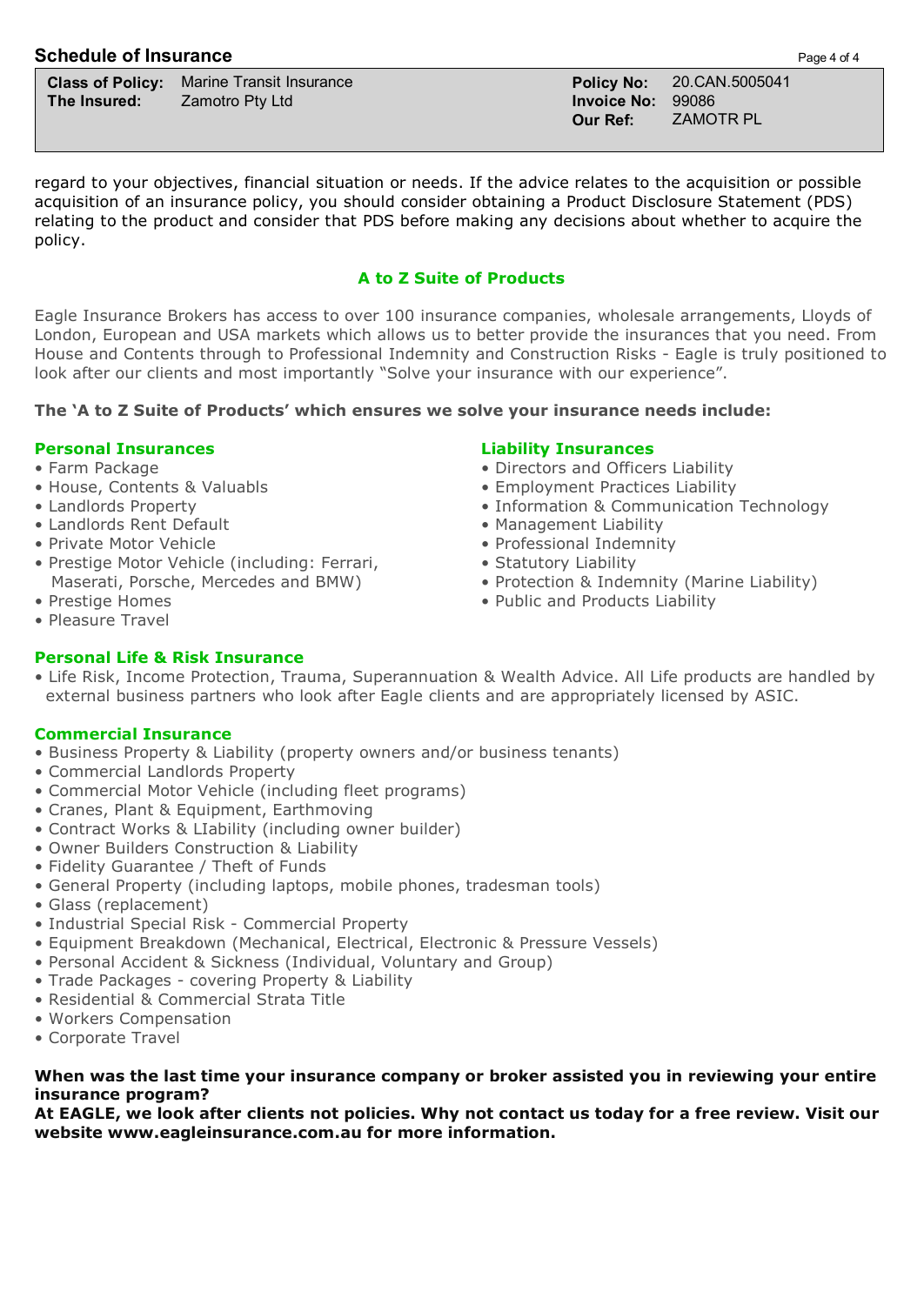| | | | |
|---|---|---|---|
| **Class of Policy:** | Marine Transit Insurance | **Policy No:** | 20.CAN.5005041 |
| **The Insured:** | Zamotro Pty Ltd | **Invoice No:** | 99086 |
| | | **Our Ref:** | ZAMOTR PL |

regard to your objectives, financial situation or needs. If the advice relates to the acquisition or possible acquisition of an insurance policy, you should consider obtaining a Product Disclosure Statement (PDS) relating to the product and consider that PDS before making any decisions about whether to acquire the policy.

## A to Z Suite of Products

Eagle Insurance Brokers has access to over 100 insurance companies, wholesale arrangements, Lloyds of London, European and USA markets which allows us to better provide the insurances that you need. From House and Contents through to Professional Indemnity and Construction Risks - Eagle is truly positioned to look after our clients and most importantly "Solve your insurance with our experience".

**The 'A to Z Suite of Products' which ensures we solve your insurance needs include:**

### Personal Insurances

- Farm Package
- House, Contents & Valuabls
- Landlords Property
- Landlords Rent Default
- Private Motor Vehicle
- Prestige Motor Vehicle (including: Ferrari, Maserati, Porsche, Mercedes and BMW)
- Prestige Homes
- Pleasure Travel

### Liability Insurances

- Directors and Officers Liability
- Employment Practices Liability
- Information & Communication Technology
- Management Liability
- Professional Indemnity
- Statutory Liability
- Protection & Indemnity (Marine Liability)
- Public and Products Liability

### Personal Life & Risk Insurance

- Life Risk, Income Protection, Trauma, Superannuation & Wealth Advice. All Life products are handled by external business partners who look after Eagle clients and are appropriately licensed by ASIC.

### Commercial Insurance

- Business Property & Liability (property owners and/or business tenants)
- Commercial Landlords Property
- Commercial Motor Vehicle (including fleet programs)
- Cranes, Plant & Equipment, Earthmoving
- Contract Works & LIability (including owner builder)
- Owner Builders Construction & Liability
- Fidelity Guarantee / Theft of Funds
- General Property (including laptops, mobile phones, tradesman tools)
- Glass (replacement)
- Industrial Special Risk - Commercial Property
- Equipment Breakdown (Mechanical, Electrical, Electronic & Pressure Vessels)
- Personal Accident & Sickness (Individual, Voluntary and Group)
- Trade Packages - covering Property & Liability
- Residential & Commercial Strata Title
- Workers Compensation
- Corporate Travel

**When was the last time your insurance company or broker assisted you in reviewing your entire insurance program?**

**At EAGLE, we look after clients not policies. Why not contact us today for a free review. Visit our website www.eagleinsurance.com.au for more information.**